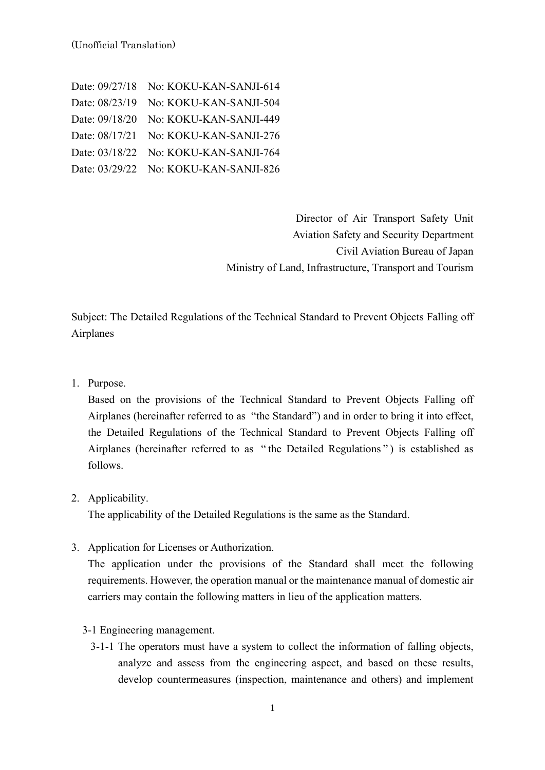(Unofficial Translation)

Date: 09/27/18 No: KOKU-KAN-SANJI-614
Date: 08/23/19 No: KOKU-KAN-SANJI-504
Date: 09/18/20 No: KOKU-KAN-SANJI-449
Date: 08/17/21 No: KOKU-KAN-SANJI-276
Date: 03/18/22 No: KOKU-KAN-SANJI-764
Date: 03/29/22 No: KOKU-KAN-SANJI-826

Director of Air Transport Safety Unit
Aviation Safety and Security Department
Civil Aviation Bureau of Japan
Ministry of Land, Infrastructure, Transport and Tourism

Subject: The Detailed Regulations of the Technical Standard to Prevent Objects Falling off Airplanes

1. Purpose.

   Based on the provisions of the Technical Standard to Prevent Objects Falling off Airplanes (hereinafter referred to as "the Standard") and in order to bring it into effect, the Detailed Regulations of the Technical Standard to Prevent Objects Falling off Airplanes (hereinafter referred to as "the Detailed Regulations") is established as follows.

2. Applicability.

   The applicability of the Detailed Regulations is the same as the Standard.

3. Application for Licenses or Authorization.

   The application under the provisions of the Standard shall meet the following requirements. However, the operation manual or the maintenance manual of domestic air carriers may contain the following matters in lieu of the application matters.

   3-1 Engineering management.

   3-1-1 The operators must have a system to collect the information of falling objects, analyze and assess from the engineering aspect, and based on these results, develop countermeasures (inspection, maintenance and others) and implement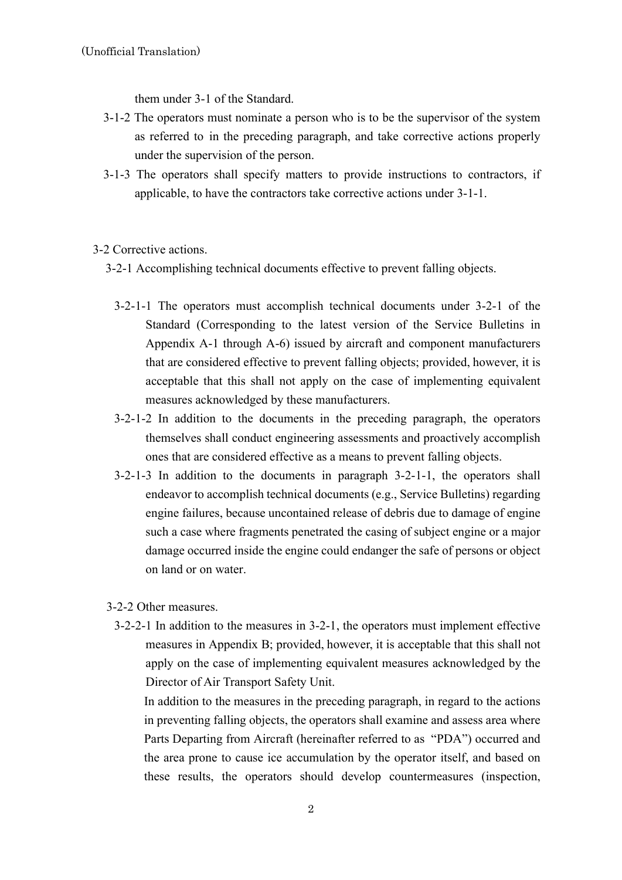them under 3-1 of the Standard.

3-1-2 The operators must nominate a person who is to be the supervisor of the system as referred to in the preceding paragraph, and take corrective actions properly under the supervision of the person.

3-1-3 The operators shall specify matters to provide instructions to contractors, if applicable, to have the contractors take corrective actions under 3-1-1.

3-2 Corrective actions.

3-2-1 Accomplishing technical documents effective to prevent falling objects.

3-2-1-1 The operators must accomplish technical documents under 3-2-1 of the Standard (Corresponding to the latest version of the Service Bulletins in Appendix A-1 through A-6) issued by aircraft and component manufacturers that are considered effective to prevent falling objects; provided, however, it is acceptable that this shall not apply on the case of implementing equivalent measures acknowledged by these manufacturers.

3-2-1-2 In addition to the documents in the preceding paragraph, the operators themselves shall conduct engineering assessments and proactively accomplish ones that are considered effective as a means to prevent falling objects.

3-2-1-3 In addition to the documents in paragraph 3-2-1-1, the operators shall endeavor to accomplish technical documents (e.g., Service Bulletins) regarding engine failures, because uncontained release of debris due to damage of engine such a case where fragments penetrated the casing of subject engine or a major damage occurred inside the engine could endanger the safe of persons or object on land or on water.

3-2-2 Other measures.

3-2-2-1 In addition to the measures in 3-2-1, the operators must implement effective measures in Appendix B; provided, however, it is acceptable that this shall not apply on the case of implementing equivalent measures acknowledged by the Director of Air Transport Safety Unit.

In addition to the measures in the preceding paragraph, in regard to the actions in preventing falling objects, the operators shall examine and assess area where Parts Departing from Aircraft (hereinafter referred to as "PDA") occurred and the area prone to cause ice accumulation by the operator itself, and based on these results, the operators should develop countermeasures (inspection,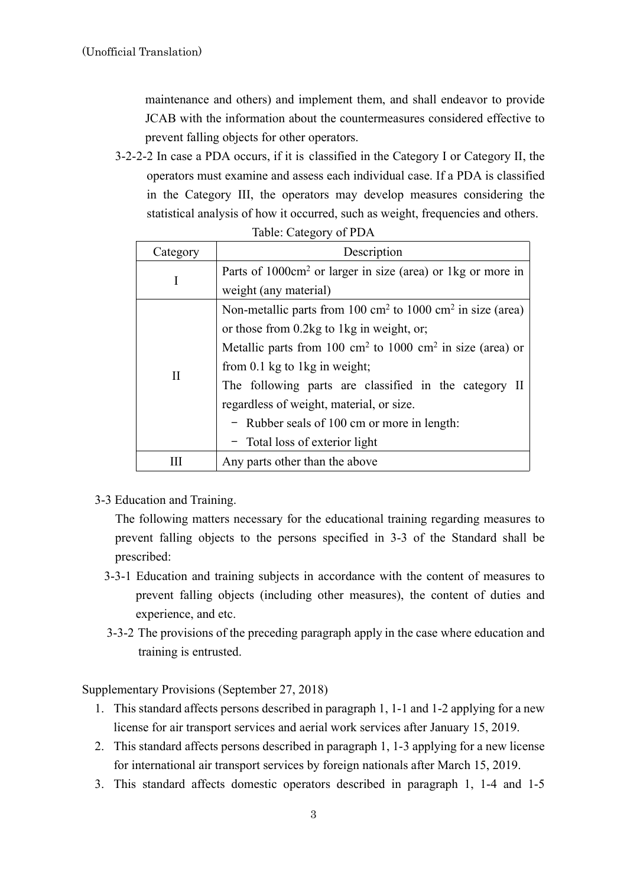(Unofficial Translation)

maintenance and others) and implement them, and shall endeavor to provide JCAB with the information about the countermeasures considered effective to prevent falling objects for other operators.

3-2-2-2 In case a PDA occurs, if it is classified in the Category I or Category II, the operators must examine and assess each individual case. If a PDA is classified in the Category III, the operators may develop measures considering the statistical analysis of how it occurred, such as weight, frequencies and others.

Table: Category of PDA

| Category | Description |
| --- | --- |
| I | Parts of 1000cm$^2$ or larger in size (area) or 1kg or more in weight (any material) |
| II | Non-metallic parts from 100 cm$^2$ to 1000 cm$^2$ in size (area) or those from 0.2kg to 1kg in weight, or;<br>Metallic parts from 100 cm$^2$ to 1000 cm$^2$ in size (area) or from 0.1 kg to 1kg in weight;<br>The following parts are classified in the category II regardless of weight, material, or size.<br>− Rubber seals of 100 cm or more in length:<br>− Total loss of exterior light |
| III | Any parts other than the above |

3-3 Education and Training.

The following matters necessary for the educational training regarding measures to prevent falling objects to the persons specified in 3-3 of the Standard shall be prescribed:

3-3-1 Education and training subjects in accordance with the content of measures to prevent falling objects (including other measures), the content of duties and experience, and etc.

3-3-2 The provisions of the preceding paragraph apply in the case where education and training is entrusted.

Supplementary Provisions (September 27, 2018)

1. This standard affects persons described in paragraph 1, 1-1 and 1-2 applying for a new license for air transport services and aerial work services after January 15, 2019.
2. This standard affects persons described in paragraph 1, 1-3 applying for a new license for international air transport services by foreign nationals after March 15, 2019.
3. This standard affects domestic operators described in paragraph 1, 1-4 and 1-5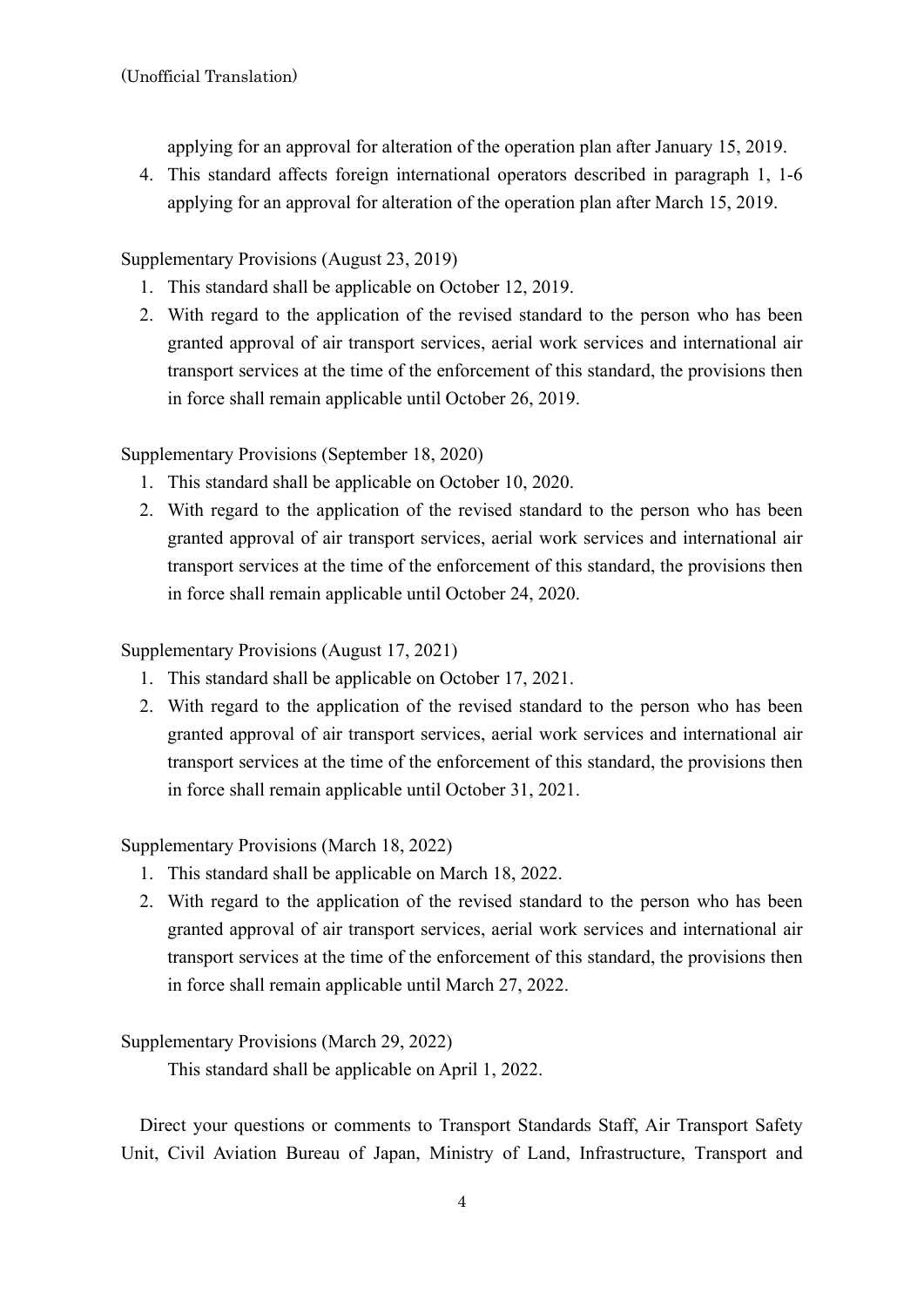applying for an approval for alteration of the operation plan after January 15, 2019.

4. This standard affects foreign international operators described in paragraph 1, 1-6 applying for an approval for alteration of the operation plan after March 15, 2019.

Supplementary Provisions (August 23, 2019)

1. This standard shall be applicable on October 12, 2019.
2. With regard to the application of the revised standard to the person who has been granted approval of air transport services, aerial work services and international air transport services at the time of the enforcement of this standard, the provisions then in force shall remain applicable until October 26, 2019.

Supplementary Provisions (September 18, 2020)

1. This standard shall be applicable on October 10, 2020.
2. With regard to the application of the revised standard to the person who has been granted approval of air transport services, aerial work services and international air transport services at the time of the enforcement of this standard, the provisions then in force shall remain applicable until October 24, 2020.

Supplementary Provisions (August 17, 2021)

1. This standard shall be applicable on October 17, 2021.
2. With regard to the application of the revised standard to the person who has been granted approval of air transport services, aerial work services and international air transport services at the time of the enforcement of this standard, the provisions then in force shall remain applicable until October 31, 2021.

Supplementary Provisions (March 18, 2022)

1. This standard shall be applicable on March 18, 2022.
2. With regard to the application of the revised standard to the person who has been granted approval of air transport services, aerial work services and international air transport services at the time of the enforcement of this standard, the provisions then in force shall remain applicable until March 27, 2022.

Supplementary Provisions (March 29, 2022)

This standard shall be applicable on April 1, 2022.

Direct your questions or comments to Transport Standards Staff, Air Transport Safety Unit, Civil Aviation Bureau of Japan, Ministry of Land, Infrastructure, Transport and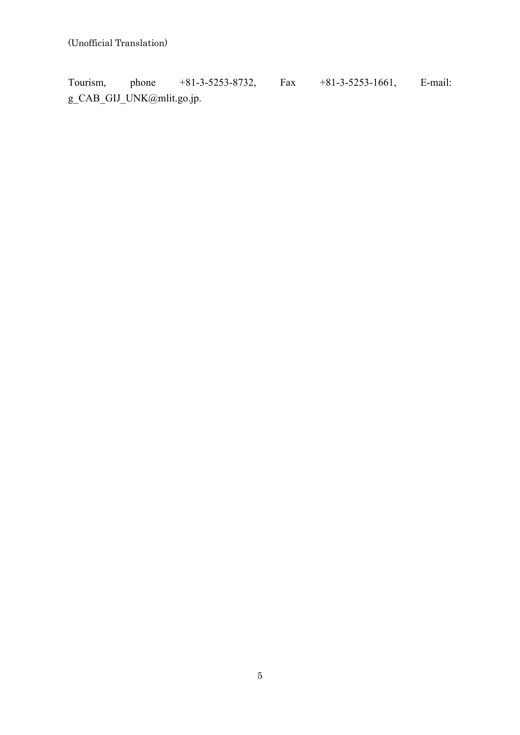Tourism, phone +81-3-5253-8732, Fax +81-3-5253-1661, E-mail: g_CAB_GIJ_UNK@mlit.go.jp.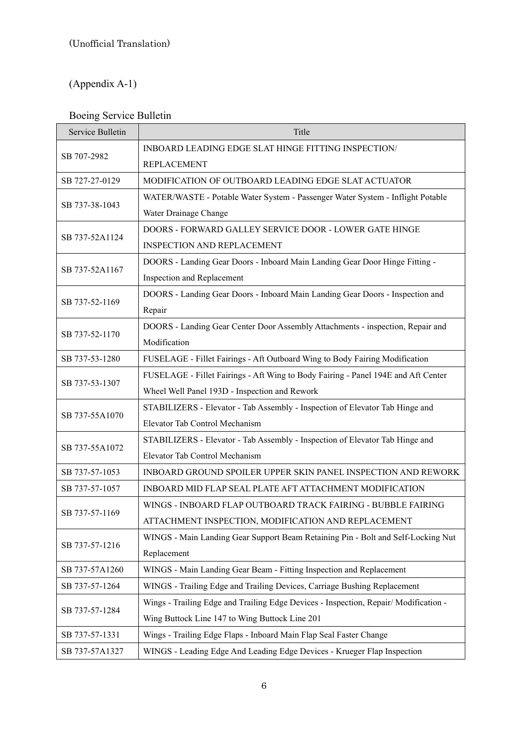(Unofficial Translation)

(Appendix A-1)

Boeing Service Bulletin

| Service Bulletin | Title |
| --- | --- |
| SB 707-2982 | INBOARD LEADING EDGE SLAT HINGE FITTING INSPECTION/ REPLACEMENT |
| SB 727-27-0129 | MODIFICATION OF OUTBOARD LEADING EDGE SLAT ACTUATOR |
| SB 737-38-1043 | WATER/WASTE - Potable Water System - Passenger Water System - Inflight Potable Water Drainage Change |
| SB 737-52A1124 | DOORS - FORWARD GALLEY SERVICE DOOR - LOWER GATE HINGE INSPECTION AND REPLACEMENT |
| SB 737-52A1167 | DOORS - Landing Gear Doors - Inboard Main Landing Gear Door Hinge Fitting - Inspection and Replacement |
| SB 737-52-1169 | DOORS - Landing Gear Doors - Inboard Main Landing Gear Doors - Inspection and Repair |
| SB 737-52-1170 | DOORS - Landing Gear Center Door Assembly Attachments - inspection, Repair and Modification |
| SB 737-53-1280 | FUSELAGE - Fillet Fairings - Aft Outboard Wing to Body Fairing Modification |
| SB 737-53-1307 | FUSELAGE - Fillet Fairings - Aft Wing to Body Fairing - Panel 194E and Aft Center Wheel Well Panel 193D - Inspection and Rework |
| SB 737-55A1070 | STABILIZERS - Elevator - Tab Assembly - Inspection of Elevator Tab Hinge and Elevator Tab Control Mechanism |
| SB 737-55A1072 | STABILIZERS - Elevator - Tab Assembly - Inspection of Elevator Tab Hinge and Elevator Tab Control Mechanism |
| SB 737-57-1053 | INBOARD GROUND SPOILER UPPER SKIN PANEL INSPECTION AND REWORK |
| SB 737-57-1057 | INBOARD MID FLAP SEAL PLATE AFT ATTACHMENT MODIFICATION |
| SB 737-57-1169 | WINGS - INBOARD FLAP OUTBOARD TRACK FAIRING - BUBBLE FAIRING ATTACHMENT INSPECTION, MODIFICATION AND REPLACEMENT |
| SB 737-57-1216 | WINGS - Main Landing Gear Support Beam Retaining Pin - Bolt and Self-Locking Nut Replacement |
| SB 737-57A1260 | WINGS - Main Landing Gear Beam - Fitting Inspection and Replacement |
| SB 737-57-1264 | WINGS - Trailing Edge and Trailing Devices, Carriage Bushing Replacement |
| SB 737-57-1284 | Wings - Trailing Edge and Trailing Edge Devices - Inspection, Repair/ Modification - Wing Buttock Line 147 to Wing Buttock Line 201 |
| SB 737-57-1331 | Wings - Trailing Edge Flaps - Inboard Main Flap Seal Faster Change |
| SB 737-57A1327 | WINGS - Leading Edge And Leading Edge Devices - Krueger Flap Inspection |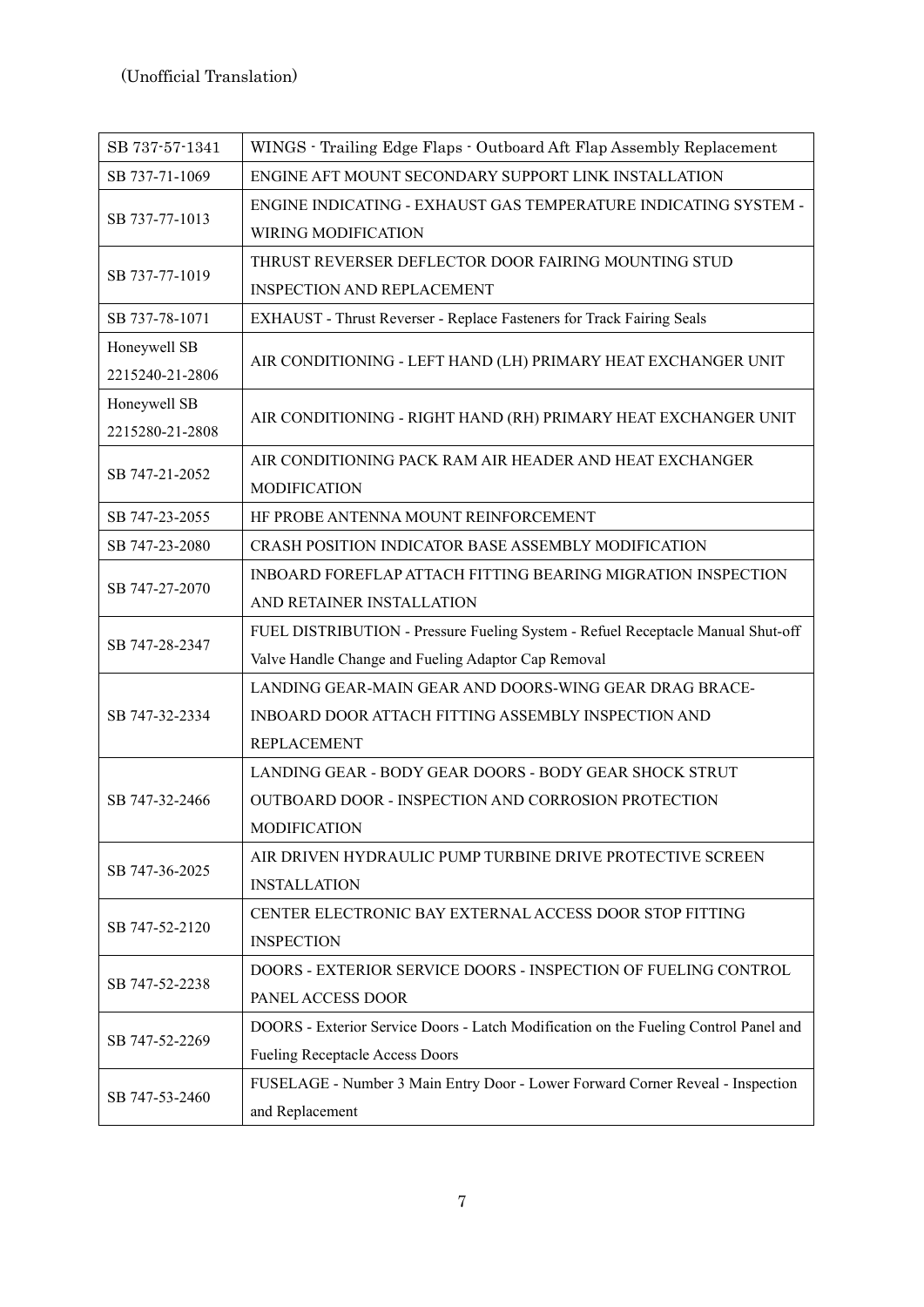(Unofficial Translation)

| | |
|---|---|
| SB 737-57-1341 | WINGS - Trailing Edge Flaps - Outboard Aft Flap Assembly Replacement |
| SB 737-71-1069 | ENGINE AFT MOUNT SECONDARY SUPPORT LINK INSTALLATION |
| SB 737-77-1013 | ENGINE INDICATING - EXHAUST GAS TEMPERATURE INDICATING SYSTEM - WIRING MODIFICATION |
| SB 737-77-1019 | THRUST REVERSER DEFLECTOR DOOR FAIRING MOUNTING STUD INSPECTION AND REPLACEMENT |
| SB 737-78-1071 | EXHAUST - Thrust Reverser - Replace Fasteners for Track Fairing Seals |
| Honeywell SB 2215240-21-2806 | AIR CONDITIONING - LEFT HAND (LH) PRIMARY HEAT EXCHANGER UNIT |
| Honeywell SB 2215280-21-2808 | AIR CONDITIONING - RIGHT HAND (RH) PRIMARY HEAT EXCHANGER UNIT |
| SB 747-21-2052 | AIR CONDITIONING PACK RAM AIR HEADER AND HEAT EXCHANGER MODIFICATION |
| SB 747-23-2055 | HF PROBE ANTENNA MOUNT REINFORCEMENT |
| SB 747-23-2080 | CRASH POSITION INDICATOR BASE ASSEMBLY MODIFICATION |
| SB 747-27-2070 | INBOARD FOREFLAP ATTACH FITTING BEARING MIGRATION INSPECTION AND RETAINER INSTALLATION |
| SB 747-28-2347 | FUEL DISTRIBUTION - Pressure Fueling System - Refuel Receptacle Manual Shut-off Valve Handle Change and Fueling Adaptor Cap Removal |
| SB 747-32-2334 | LANDING GEAR-MAIN GEAR AND DOORS-WING GEAR DRAG BRACE-INBOARD DOOR ATTACH FITTING ASSEMBLY INSPECTION AND REPLACEMENT |
| SB 747-32-2466 | LANDING GEAR - BODY GEAR DOORS - BODY GEAR SHOCK STRUT OUTBOARD DOOR - INSPECTION AND CORROSION PROTECTION MODIFICATION |
| SB 747-36-2025 | AIR DRIVEN HYDRAULIC PUMP TURBINE DRIVE PROTECTIVE SCREEN INSTALLATION |
| SB 747-52-2120 | CENTER ELECTRONIC BAY EXTERNAL ACCESS DOOR STOP FITTING INSPECTION |
| SB 747-52-2238 | DOORS - EXTERIOR SERVICE DOORS - INSPECTION OF FUELING CONTROL PANEL ACCESS DOOR |
| SB 747-52-2269 | DOORS - Exterior Service Doors - Latch Modification on the Fueling Control Panel and Fueling Receptacle Access Doors |
| SB 747-53-2460 | FUSELAGE - Number 3 Main Entry Door - Lower Forward Corner Reveal - Inspection and Replacement |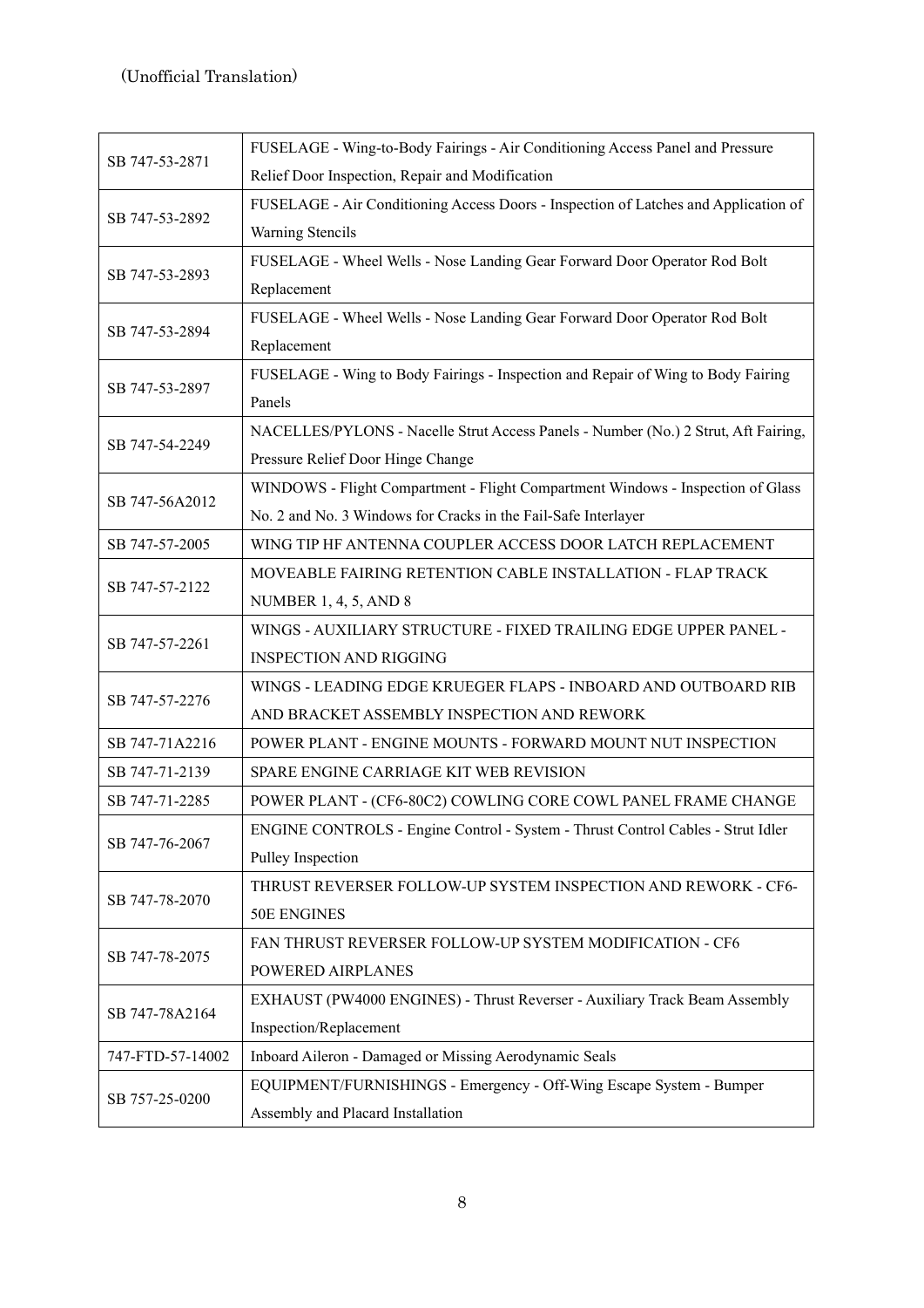(Unofficial Translation)

| | |
|---|---|
| SB 747-53-2871 | FUSELAGE - Wing-to-Body Fairings - Air Conditioning Access Panel and Pressure Relief Door Inspection, Repair and Modification |
| SB 747-53-2892 | FUSELAGE - Air Conditioning Access Doors - Inspection of Latches and Application of Warning Stencils |
| SB 747-53-2893 | FUSELAGE - Wheel Wells - Nose Landing Gear Forward Door Operator Rod Bolt Replacement |
| SB 747-53-2894 | FUSELAGE - Wheel Wells - Nose Landing Gear Forward Door Operator Rod Bolt Replacement |
| SB 747-53-2897 | FUSELAGE - Wing to Body Fairings - Inspection and Repair of Wing to Body Fairing Panels |
| SB 747-54-2249 | NACELLES/PYLONS - Nacelle Strut Access Panels - Number (No.) 2 Strut, Aft Fairing, Pressure Relief Door Hinge Change |
| SB 747-56A2012 | WINDOWS - Flight Compartment - Flight Compartment Windows - Inspection of Glass No. 2 and No. 3 Windows for Cracks in the Fail-Safe Interlayer |
| SB 747-57-2005 | WING TIP HF ANTENNA COUPLER ACCESS DOOR LATCH REPLACEMENT |
| SB 747-57-2122 | MOVEABLE FAIRING RETENTION CABLE INSTALLATION - FLAP TRACK NUMBER 1, 4, 5, AND 8 |
| SB 747-57-2261 | WINGS - AUXILIARY STRUCTURE - FIXED TRAILING EDGE UPPER PANEL - INSPECTION AND RIGGING |
| SB 747-57-2276 | WINGS - LEADING EDGE KRUEGER FLAPS - INBOARD AND OUTBOARD RIB AND BRACKET ASSEMBLY INSPECTION AND REWORK |
| SB 747-71A2216 | POWER PLANT - ENGINE MOUNTS - FORWARD MOUNT NUT INSPECTION |
| SB 747-71-2139 | SPARE ENGINE CARRIAGE KIT WEB REVISION |
| SB 747-71-2285 | POWER PLANT - (CF6-80C2) COWLING CORE COWL PANEL FRAME CHANGE |
| SB 747-76-2067 | ENGINE CONTROLS - Engine Control - System - Thrust Control Cables - Strut Idler Pulley Inspection |
| SB 747-78-2070 | THRUST REVERSER FOLLOW-UP SYSTEM INSPECTION AND REWORK - CF6-50E ENGINES |
| SB 747-78-2075 | FAN THRUST REVERSER FOLLOW-UP SYSTEM MODIFICATION - CF6 POWERED AIRPLANES |
| SB 747-78A2164 | EXHAUST (PW4000 ENGINES) - Thrust Reverser - Auxiliary Track Beam Assembly Inspection/Replacement |
| 747-FTD-57-14002 | Inboard Aileron - Damaged or Missing Aerodynamic Seals |
| SB 757-25-0200 | EQUIPMENT/FURNISHINGS - Emergency - Off-Wing Escape System - Bumper Assembly and Placard Installation |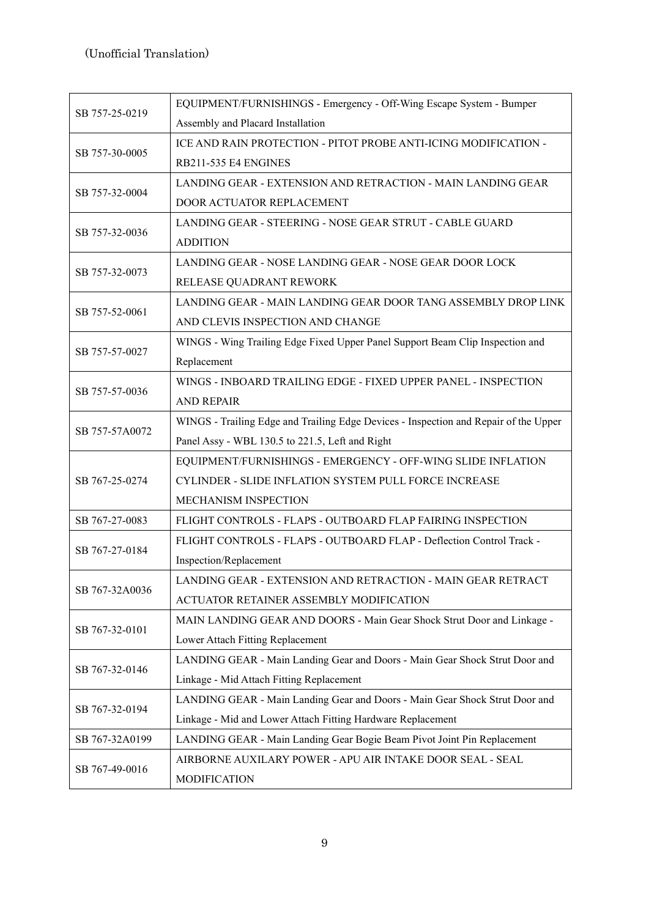(Unofficial Translation)

| | |
|---|---|
| SB 757-25-0219 | EQUIPMENT/FURNISHINGS - Emergency - Off-Wing Escape System - Bumper Assembly and Placard Installation |
| SB 757-30-0005 | ICE AND RAIN PROTECTION - PITOT PROBE ANTI-ICING MODIFICATION - RB211-535 E4 ENGINES |
| SB 757-32-0004 | LANDING GEAR - EXTENSION AND RETRACTION - MAIN LANDING GEAR DOOR ACTUATOR REPLACEMENT |
| SB 757-32-0036 | LANDING GEAR - STEERING - NOSE GEAR STRUT - CABLE GUARD ADDITION |
| SB 757-32-0073 | LANDING GEAR - NOSE LANDING GEAR - NOSE GEAR DOOR LOCK RELEASE QUADRANT REWORK |
| SB 757-52-0061 | LANDING GEAR - MAIN LANDING GEAR DOOR TANG ASSEMBLY DROP LINK AND CLEVIS INSPECTION AND CHANGE |
| SB 757-57-0027 | WINGS - Wing Trailing Edge Fixed Upper Panel Support Beam Clip Inspection and Replacement |
| SB 757-57-0036 | WINGS - INBOARD TRAILING EDGE - FIXED UPPER PANEL - INSPECTION AND REPAIR |
| SB 757-57A0072 | WINGS - Trailing Edge and Trailing Edge Devices - Inspection and Repair of the Upper Panel Assy - WBL 130.5 to 221.5, Left and Right |
| SB 767-25-0274 | EQUIPMENT/FURNISHINGS - EMERGENCY - OFF-WING SLIDE INFLATION CYLINDER - SLIDE INFLATION SYSTEM PULL FORCE INCREASE MECHANISM INSPECTION |
| SB 767-27-0083 | FLIGHT CONTROLS - FLAPS - OUTBOARD FLAP FAIRING INSPECTION |
| SB 767-27-0184 | FLIGHT CONTROLS - FLAPS - OUTBOARD FLAP - Deflection Control Track - Inspection/Replacement |
| SB 767-32A0036 | LANDING GEAR - EXTENSION AND RETRACTION - MAIN GEAR RETRACT ACTUATOR RETAINER ASSEMBLY MODIFICATION |
| SB 767-32-0101 | MAIN LANDING GEAR AND DOORS - Main Gear Shock Strut Door and Linkage - Lower Attach Fitting Replacement |
| SB 767-32-0146 | LANDING GEAR - Main Landing Gear and Doors - Main Gear Shock Strut Door and Linkage - Mid Attach Fitting Replacement |
| SB 767-32-0194 | LANDING GEAR - Main Landing Gear and Doors - Main Gear Shock Strut Door and Linkage - Mid and Lower Attach Fitting Hardware Replacement |
| SB 767-32A0199 | LANDING GEAR - Main Landing Gear Bogie Beam Pivot Joint Pin Replacement |
| SB 767-49-0016 | AIRBORNE AUXILARY POWER - APU AIR INTAKE DOOR SEAL - SEAL MODIFICATION |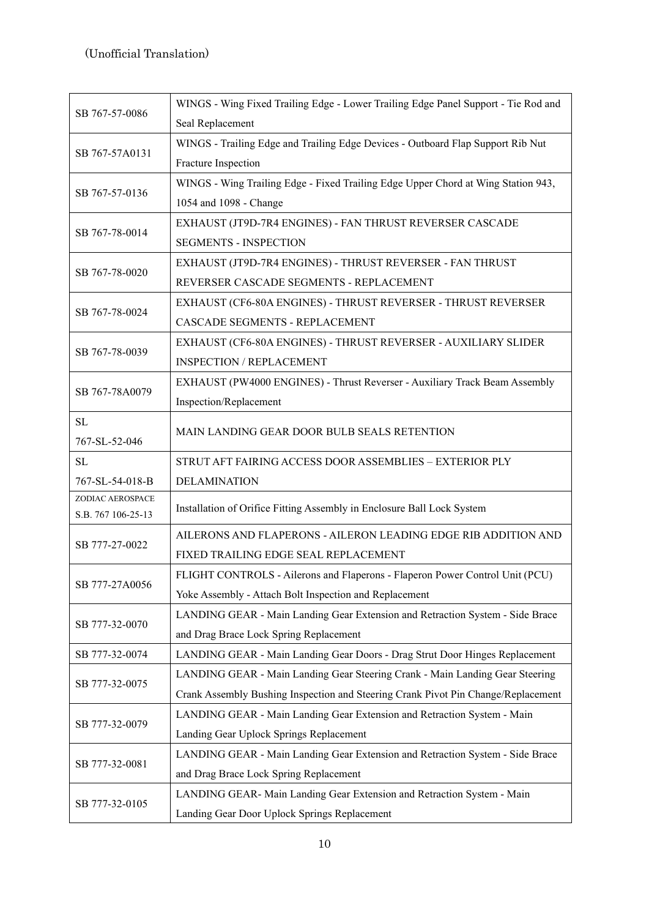(Unofficial Translation)

| | |
|---|---|
| SB 767-57-0086 | WINGS - Wing Fixed Trailing Edge - Lower Trailing Edge Panel Support - Tie Rod and Seal Replacement |
| SB 767-57A0131 | WINGS - Trailing Edge and Trailing Edge Devices - Outboard Flap Support Rib Nut Fracture Inspection |
| SB 767-57-0136 | WINGS - Wing Trailing Edge - Fixed Trailing Edge Upper Chord at Wing Station 943, 1054 and 1098 - Change |
| SB 767-78-0014 | EXHAUST (JT9D-7R4 ENGINES) - FAN THRUST REVERSER CASCADE SEGMENTS - INSPECTION |
| SB 767-78-0020 | EXHAUST (JT9D-7R4 ENGINES) - THRUST REVERSER - FAN THRUST REVERSER CASCADE SEGMENTS - REPLACEMENT |
| SB 767-78-0024 | EXHAUST (CF6-80A ENGINES) - THRUST REVERSER - THRUST REVERSER CASCADE SEGMENTS - REPLACEMENT |
| SB 767-78-0039 | EXHAUST (CF6-80A ENGINES) - THRUST REVERSER - AUXILIARY SLIDER INSPECTION / REPLACEMENT |
| SB 767-78A0079 | EXHAUST (PW4000 ENGINES) - Thrust Reverser - Auxiliary Track Beam Assembly Inspection/Replacement |
| SL 767-SL-52-046 | MAIN LANDING GEAR DOOR BULB SEALS RETENTION |
| SL 767-SL-54-018-B | STRUT AFT FAIRING ACCESS DOOR ASSEMBLIES – EXTERIOR PLY DELAMINATION |
| ZODIAC AEROSPACE S.B. 767 106-25-13 | Installation of Orifice Fitting Assembly in Enclosure Ball Lock System |
| SB 777-27-0022 | AILERONS AND FLAPERONS - AILERON LEADING EDGE RIB ADDITION AND FIXED TRAILING EDGE SEAL REPLACEMENT |
| SB 777-27A0056 | FLIGHT CONTROLS - Ailerons and Flaperons - Flaperon Power Control Unit (PCU) Yoke Assembly - Attach Bolt Inspection and Replacement |
| SB 777-32-0070 | LANDING GEAR - Main Landing Gear Extension and Retraction System - Side Brace and Drag Brace Lock Spring Replacement |
| SB 777-32-0074 | LANDING GEAR - Main Landing Gear Doors - Drag Strut Door Hinges Replacement |
| SB 777-32-0075 | LANDING GEAR - Main Landing Gear Steering Crank - Main Landing Gear Steering Crank Assembly Bushing Inspection and Steering Crank Pivot Pin Change/Replacement |
| SB 777-32-0079 | LANDING GEAR - Main Landing Gear Extension and Retraction System - Main Landing Gear Uplock Springs Replacement |
| SB 777-32-0081 | LANDING GEAR - Main Landing Gear Extension and Retraction System - Side Brace and Drag Brace Lock Spring Replacement |
| SB 777-32-0105 | LANDING GEAR- Main Landing Gear Extension and Retraction System - Main Landing Gear Door Uplock Springs Replacement |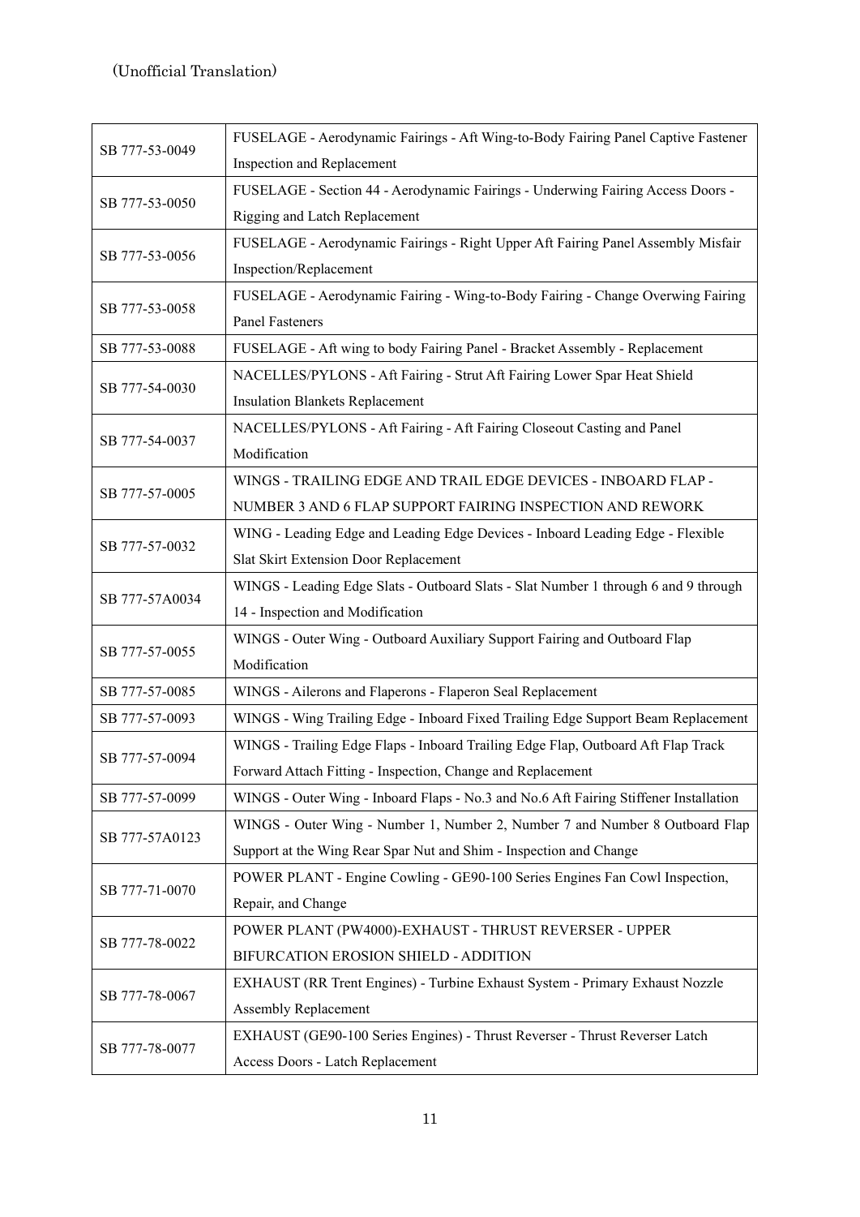(Unofficial Translation)

| | |
|---|---|
| SB 777-53-0049 | FUSELAGE - Aerodynamic Fairings - Aft Wing-to-Body Fairing Panel Captive Fastener Inspection and Replacement |
| SB 777-53-0050 | FUSELAGE - Section 44 - Aerodynamic Fairings - Underwing Fairing Access Doors - Rigging and Latch Replacement |
| SB 777-53-0056 | FUSELAGE - Aerodynamic Fairings - Right Upper Aft Fairing Panel Assembly Misfair Inspection/Replacement |
| SB 777-53-0058 | FUSELAGE - Aerodynamic Fairing - Wing-to-Body Fairing - Change Overwing Fairing Panel Fasteners |
| SB 777-53-0088 | FUSELAGE - Aft wing to body Fairing Panel - Bracket Assembly - Replacement |
| SB 777-54-0030 | NACELLES/PYLONS - Aft Fairing - Strut Aft Fairing Lower Spar Heat Shield Insulation Blankets Replacement |
| SB 777-54-0037 | NACELLES/PYLONS - Aft Fairing - Aft Fairing Closeout Casting and Panel Modification |
| SB 777-57-0005 | WINGS - TRAILING EDGE AND TRAIL EDGE DEVICES - INBOARD FLAP - NUMBER 3 AND 6 FLAP SUPPORT FAIRING INSPECTION AND REWORK |
| SB 777-57-0032 | WING - Leading Edge and Leading Edge Devices - Inboard Leading Edge - Flexible Slat Skirt Extension Door Replacement |
| SB 777-57A0034 | WINGS - Leading Edge Slats - Outboard Slats - Slat Number 1 through 6 and 9 through 14 - Inspection and Modification |
| SB 777-57-0055 | WINGS - Outer Wing - Outboard Auxiliary Support Fairing and Outboard Flap Modification |
| SB 777-57-0085 | WINGS - Ailerons and Flaperons - Flaperon Seal Replacement |
| SB 777-57-0093 | WINGS - Wing Trailing Edge - Inboard Fixed Trailing Edge Support Beam Replacement |
| SB 777-57-0094 | WINGS - Trailing Edge Flaps - Inboard Trailing Edge Flap, Outboard Aft Flap Track Forward Attach Fitting - Inspection, Change and Replacement |
| SB 777-57-0099 | WINGS - Outer Wing - Inboard Flaps - No.3 and No.6 Aft Fairing Stiffener Installation |
| SB 777-57A0123 | WINGS - Outer Wing - Number 1, Number 2, Number 7 and Number 8 Outboard Flap Support at the Wing Rear Spar Nut and Shim - Inspection and Change |
| SB 777-71-0070 | POWER PLANT - Engine Cowling - GE90-100 Series Engines Fan Cowl Inspection, Repair, and Change |
| SB 777-78-0022 | POWER PLANT (PW4000)-EXHAUST - THRUST REVERSER - UPPER BIFURCATION EROSION SHIELD - ADDITION |
| SB 777-78-0067 | EXHAUST (RR Trent Engines) - Turbine Exhaust System - Primary Exhaust Nozzle Assembly Replacement |
| SB 777-78-0077 | EXHAUST (GE90-100 Series Engines) - Thrust Reverser - Thrust Reverser Latch Access Doors - Latch Replacement |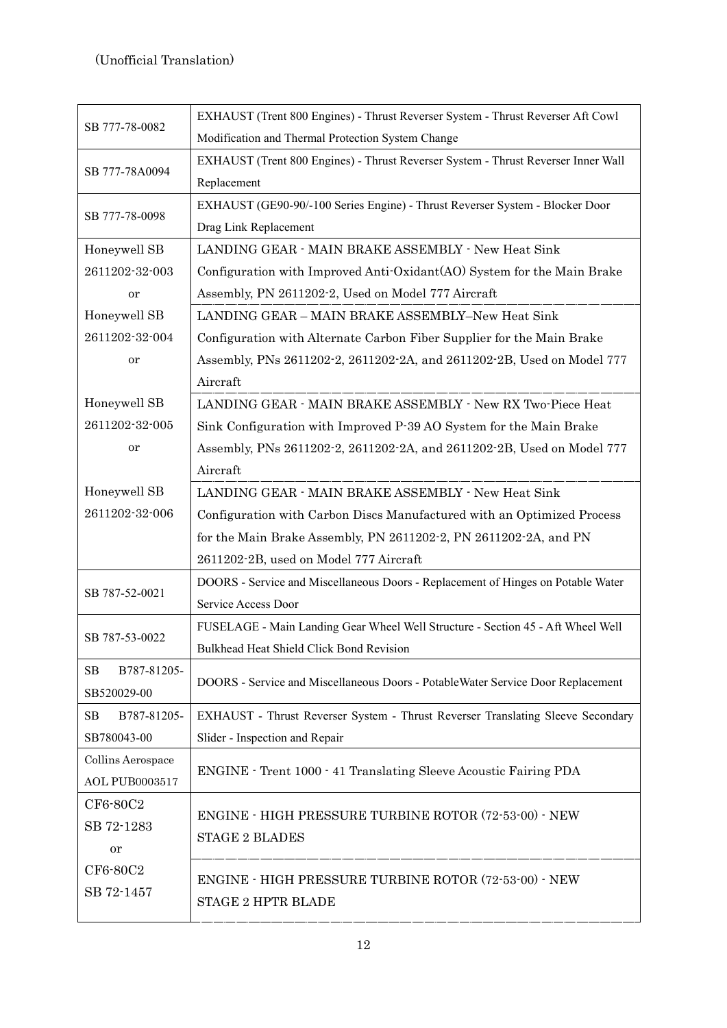(Unofficial Translation)

| | |
|---|---|
| SB 777-78-0082 | EXHAUST (Trent 800 Engines) - Thrust Reverser System - Thrust Reverser Aft Cowl Modification and Thermal Protection System Change |
| SB 777-78A0094 | EXHAUST (Trent 800 Engines) - Thrust Reverser System - Thrust Reverser Inner Wall Replacement |
| SB 777-78-0098 | EXHAUST (GE90-90/-100 Series Engine) - Thrust Reverser System - Blocker Door Drag Link Replacement |
| Honeywell SB 2611202-32-003 or | LANDING GEAR - MAIN BRAKE ASSEMBLY - New Heat Sink Configuration with Improved Anti-Oxidant(AO) System for the Main Brake Assembly, PN 2611202-2, Used on Model 777 Aircraft |
| Honeywell SB 2611202-32-004 or | LANDING GEAR – MAIN BRAKE ASSEMBLY–New Heat Sink Configuration with Alternate Carbon Fiber Supplier for the Main Brake Assembly, PNs 2611202-2, 2611202-2A, and 2611202-2B, Used on Model 777 Aircraft |
| Honeywell SB 2611202-32-005 or | LANDING GEAR - MAIN BRAKE ASSEMBLY - New RX Two-Piece Heat Sink Configuration with Improved P-39 AO System for the Main Brake Assembly, PNs 2611202-2, 2611202-2A, and 2611202-2B, Used on Model 777 Aircraft |
| Honeywell SB 2611202-32-006 | LANDING GEAR - MAIN BRAKE ASSEMBLY - New Heat Sink Configuration with Carbon Discs Manufactured with an Optimized Process for the Main Brake Assembly, PN 2611202-2, PN 2611202-2A, and PN 2611202-2B, used on Model 777 Aircraft |
| SB 787-52-0021 | DOORS - Service and Miscellaneous Doors - Replacement of Hinges on Potable Water Service Access Door |
| SB 787-53-0022 | FUSELAGE - Main Landing Gear Wheel Well Structure - Section 45 - Aft Wheel Well Bulkhead Heat Shield Click Bond Revision |
| SB B787-81205-SB520029-00 | DOORS - Service and Miscellaneous Doors - PotableWater Service Door Replacement |
| SB B787-81205-SB780043-00 | EXHAUST - Thrust Reverser System - Thrust Reverser Translating Sleeve Secondary Slider - Inspection and Repair |
| Collins Aerospace AOL PUB0003517 | ENGINE - Trent 1000 - 41 Translating Sleeve Acoustic Fairing PDA |
| CF6-80C2 SB 72-1283 or | ENGINE - HIGH PRESSURE TURBINE ROTOR (72-53-00) - NEW STAGE 2 BLADES |
| CF6-80C2 SB 72-1457 | ENGINE - HIGH PRESSURE TURBINE ROTOR (72-53-00) - NEW STAGE 2 HPTR BLADE |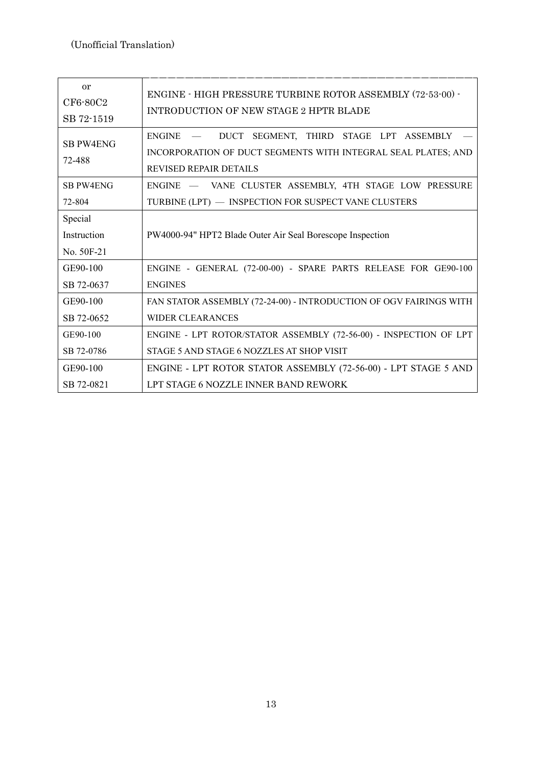(Unofficial Translation)

| | |
|---|---|
| or CF6-80C2 SB 72-1519 | ENGINE - HIGH PRESSURE TURBINE ROTOR ASSEMBLY (72-53-00) - INTRODUCTION OF NEW STAGE 2 HPTR BLADE |
| SB PW4ENG 72-488 | ENGINE — DUCT SEGMENT, THIRD STAGE LPT ASSEMBLY — INCORPORATION OF DUCT SEGMENTS WITH INTEGRAL SEAL PLATES; AND REVISED REPAIR DETAILS |
| SB PW4ENG 72-804 | ENGINE — VANE CLUSTER ASSEMBLY, 4TH STAGE LOW PRESSURE TURBINE (LPT) — INSPECTION FOR SUSPECT VANE CLUSTERS |
| Special Instruction No. 50F-21 | PW4000-94" HPT2 Blade Outer Air Seal Borescope Inspection |
| GE90-100 SB 72-0637 | ENGINE - GENERAL (72-00-00) - SPARE PARTS RELEASE FOR GE90-100 ENGINES |
| GE90-100 SB 72-0652 | FAN STATOR ASSEMBLY (72-24-00) - INTRODUCTION OF OGV FAIRINGS WITH WIDER CLEARANCES |
| GE90-100 SB 72-0786 | ENGINE - LPT ROTOR/STATOR ASSEMBLY (72-56-00) - INSPECTION OF LPT STAGE 5 AND STAGE 6 NOZZLES AT SHOP VISIT |
| GE90-100 SB 72-0821 | ENGINE - LPT ROTOR STATOR ASSEMBLY (72-56-00) - LPT STAGE 5 AND LPT STAGE 6 NOZZLE INNER BAND REWORK |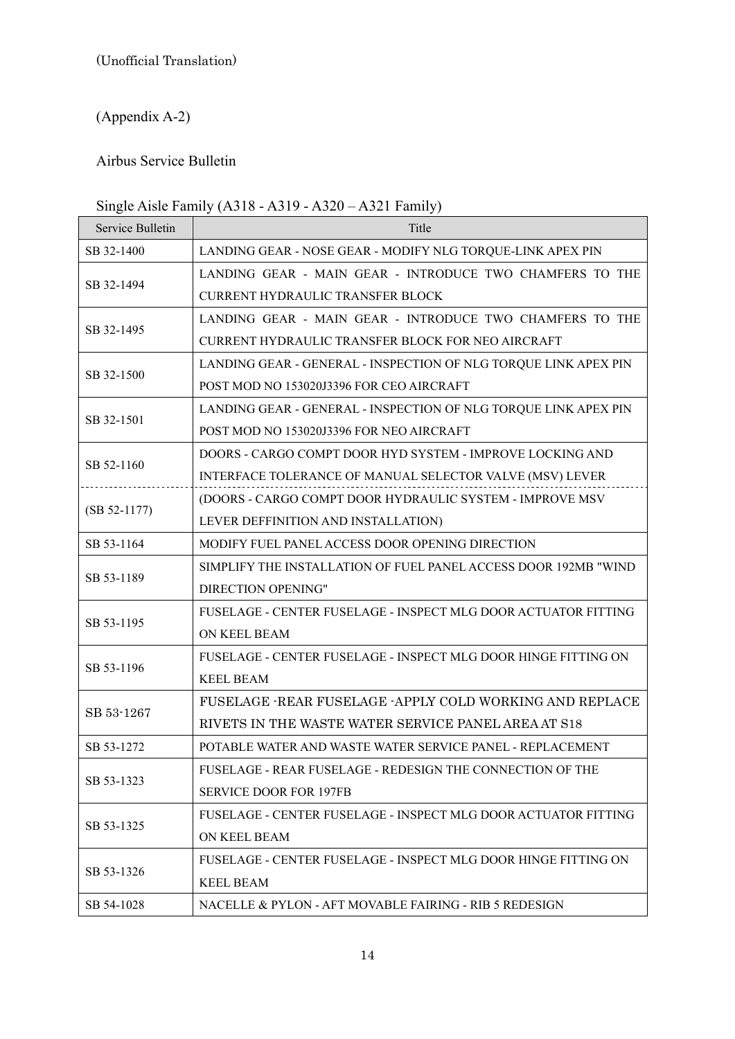(Unofficial Translation)

(Appendix A-2)

Airbus Service Bulletin

Single Aisle Family (A318 - A319 - A320 – A321 Family)

| Service Bulletin | Title |
|---|---|
| SB 32-1400 | LANDING GEAR - NOSE GEAR - MODIFY NLG TORQUE-LINK APEX PIN |
| SB 32-1494 | LANDING GEAR - MAIN GEAR - INTRODUCE TWO CHAMFERS TO THE CURRENT HYDRAULIC TRANSFER BLOCK |
| SB 32-1495 | LANDING GEAR - MAIN GEAR - INTRODUCE TWO CHAMFERS TO THE CURRENT HYDRAULIC TRANSFER BLOCK FOR NEO AIRCRAFT |
| SB 32-1500 | LANDING GEAR - GENERAL - INSPECTION OF NLG TORQUE LINK APEX PIN POST MOD NO 153020J3396 FOR CEO AIRCRAFT |
| SB 32-1501 | LANDING GEAR - GENERAL - INSPECTION OF NLG TORQUE LINK APEX PIN POST MOD NO 153020J3396 FOR NEO AIRCRAFT |
| SB 52-1160 | DOORS - CARGO COMPT DOOR HYD SYSTEM - IMPROVE LOCKING AND INTERFACE TOLERANCE OF MANUAL SELECTOR VALVE (MSV) LEVER |
| (SB 52-1177) | (DOORS - CARGO COMPT DOOR HYDRAULIC SYSTEM - IMPROVE MSV LEVER DEFFINITION AND INSTALLATION) |
| SB 53-1164 | MODIFY FUEL PANEL ACCESS DOOR OPENING DIRECTION |
| SB 53-1189 | SIMPLIFY THE INSTALLATION OF FUEL PANEL ACCESS DOOR 192MB "WIND DIRECTION OPENING" |
| SB 53-1195 | FUSELAGE - CENTER FUSELAGE - INSPECT MLG DOOR ACTUATOR FITTING ON KEEL BEAM |
| SB 53-1196 | FUSELAGE - CENTER FUSELAGE - INSPECT MLG DOOR HINGE FITTING ON KEEL BEAM |
| SB 53-1267 | FUSELAGE -REAR FUSELAGE -APPLY COLD WORKING AND REPLACE RIVETS IN THE WASTE WATER SERVICE PANEL AREA AT S18 |
| SB 53-1272 | POTABLE WATER AND WASTE WATER SERVICE PANEL - REPLACEMENT |
| SB 53-1323 | FUSELAGE - REAR FUSELAGE - REDESIGN THE CONNECTION OF THE SERVICE DOOR FOR 197FB |
| SB 53-1325 | FUSELAGE - CENTER FUSELAGE - INSPECT MLG DOOR ACTUATOR FITTING ON KEEL BEAM |
| SB 53-1326 | FUSELAGE - CENTER FUSELAGE - INSPECT MLG DOOR HINGE FITTING ON KEEL BEAM |
| SB 54-1028 | NACELLE & PYLON - AFT MOVABLE FAIRING - RIB 5 REDESIGN |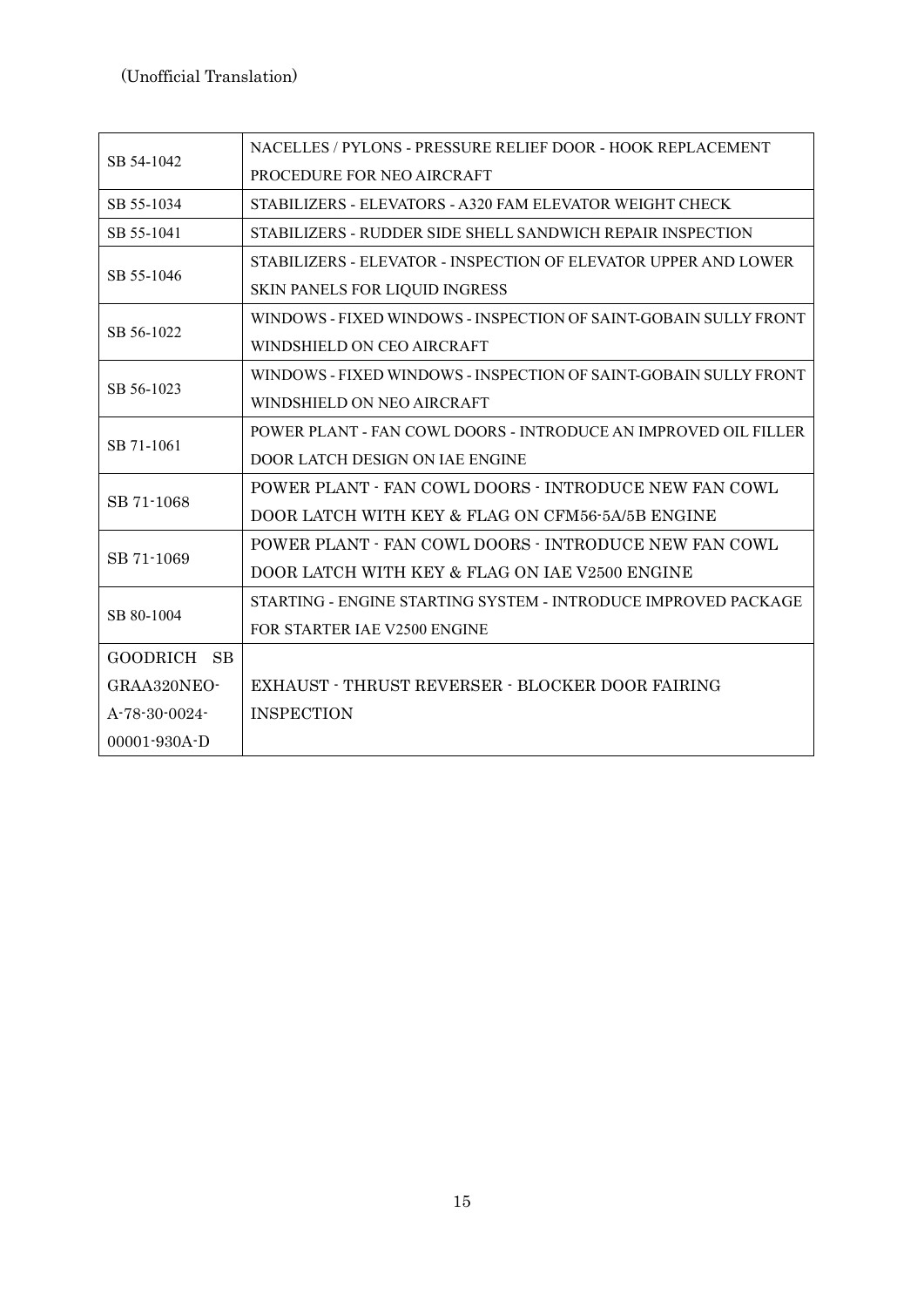(Unofficial Translation)

| | |
|---|---|
| SB 54-1042 | NACELLES / PYLONS - PRESSURE RELIEF DOOR - HOOK REPLACEMENT PROCEDURE FOR NEO AIRCRAFT |
| SB 55-1034 | STABILIZERS - ELEVATORS - A320 FAM ELEVATOR WEIGHT CHECK |
| SB 55-1041 | STABILIZERS - RUDDER SIDE SHELL SANDWICH REPAIR INSPECTION |
| SB 55-1046 | STABILIZERS - ELEVATOR - INSPECTION OF ELEVATOR UPPER AND LOWER SKIN PANELS FOR LIQUID INGRESS |
| SB 56-1022 | WINDOWS - FIXED WINDOWS - INSPECTION OF SAINT-GOBAIN SULLY FRONT WINDSHIELD ON CEO AIRCRAFT |
| SB 56-1023 | WINDOWS - FIXED WINDOWS - INSPECTION OF SAINT-GOBAIN SULLY FRONT WINDSHIELD ON NEO AIRCRAFT |
| SB 71-1061 | POWER PLANT - FAN COWL DOORS - INTRODUCE AN IMPROVED OIL FILLER DOOR LATCH DESIGN ON IAE ENGINE |
| SB 71-1068 | POWER PLANT - FAN COWL DOORS - INTRODUCE NEW FAN COWL DOOR LATCH WITH KEY & FLAG ON CFM56-5A/5B ENGINE |
| SB 71-1069 | POWER PLANT - FAN COWL DOORS - INTRODUCE NEW FAN COWL DOOR LATCH WITH KEY & FLAG ON IAE V2500 ENGINE |
| SB 80-1004 | STARTING - ENGINE STARTING SYSTEM - INTRODUCE IMPROVED PACKAGE FOR STARTER IAE V2500 ENGINE |
| GOODRICH SB GRAA320NEO-A-78-30-0024-00001-930A-D | EXHAUST - THRUST REVERSER - BLOCKER DOOR FAIRING INSPECTION |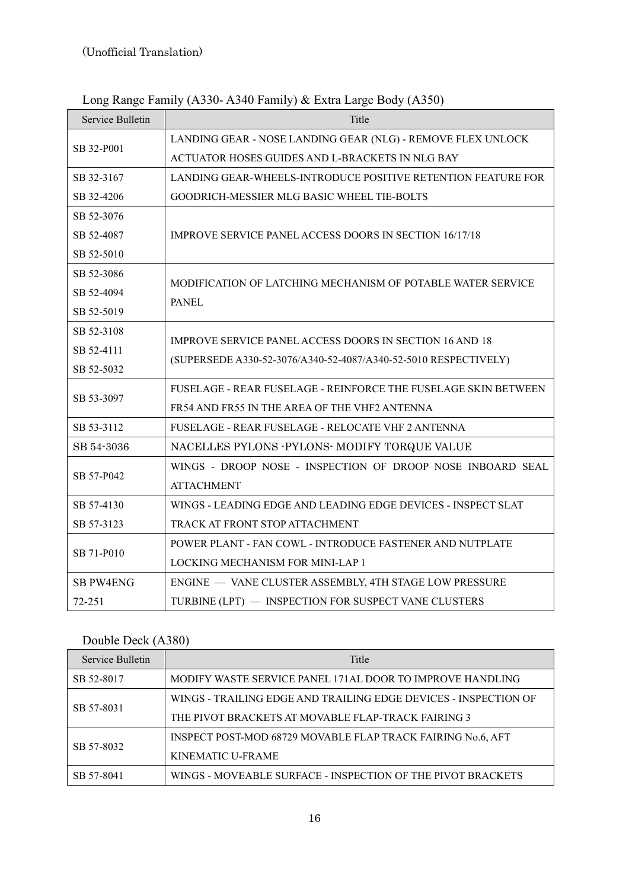(Unofficial Translation)

Long Range Family (A330- A340 Family) & Extra Large Body (A350)

| Service Bulletin | Title |
|---|---|
| SB 32-P001 | LANDING GEAR - NOSE LANDING GEAR (NLG) - REMOVE FLEX UNLOCK ACTUATOR HOSES GUIDES AND L-BRACKETS IN NLG BAY |
| SB 32-3167<br>SB 32-4206 | LANDING GEAR-WHEELS-INTRODUCE POSITIVE RETENTION FEATURE FOR GOODRICH-MESSIER MLG BASIC WHEEL TIE-BOLTS |
| SB 52-3076<br>SB 52-4087<br>SB 52-5010 | IMPROVE SERVICE PANEL ACCESS DOORS IN SECTION 16/17/18 |
| SB 52-3086<br>SB 52-4094<br>SB 52-5019 | MODIFICATION OF LATCHING MECHANISM OF POTABLE WATER SERVICE PANEL |
| SB 52-3108<br>SB 52-4111<br>SB 52-5032 | IMPROVE SERVICE PANEL ACCESS DOORS IN SECTION 16 AND 18 (SUPERSEDE A330-52-3076/A340-52-4087/A340-52-5010 RESPECTIVELY) |
| SB 53-3097 | FUSELAGE - REAR FUSELAGE - REINFORCE THE FUSELAGE SKIN BETWEEN FR54 AND FR55 IN THE AREA OF THE VHF2 ANTENNA |
| SB 53-3112 | FUSELAGE - REAR FUSELAGE - RELOCATE VHF 2 ANTENNA |
| SB 54-3036 | NACELLES PYLONS -PYLONS- MODIFY TORQUE VALUE |
| SB 57-P042 | WINGS - DROOP NOSE - INSPECTION OF DROOP NOSE INBOARD SEAL ATTACHMENT |
| SB 57-4130<br>SB 57-3123 | WINGS - LEADING EDGE AND LEADING EDGE DEVICES - INSPECT SLAT TRACK AT FRONT STOP ATTACHMENT |
| SB 71-P010 | POWER PLANT - FAN COWL - INTRODUCE FASTENER AND NUTPLATE LOCKING MECHANISM FOR MINI-LAP 1 |
| SB PW4ENG 72-251 | ENGINE — VANE CLUSTER ASSEMBLY, 4TH STAGE LOW PRESSURE TURBINE (LPT) — INSPECTION FOR SUSPECT VANE CLUSTERS |

Double Deck (A380)

| Service Bulletin | Title |
|---|---|
| SB 52-8017 | MODIFY WASTE SERVICE PANEL 171AL DOOR TO IMPROVE HANDLING |
| SB 57-8031 | WINGS - TRAILING EDGE AND TRAILING EDGE DEVICES - INSPECTION OF THE PIVOT BRACKETS AT MOVABLE FLAP-TRACK FAIRING 3 |
| SB 57-8032 | INSPECT POST-MOD 68729 MOVABLE FLAP TRACK FAIRING No.6, AFT KINEMATIC U-FRAME |
| SB 57-8041 | WINGS - MOVEABLE SURFACE - INSPECTION OF THE PIVOT BRACKETS |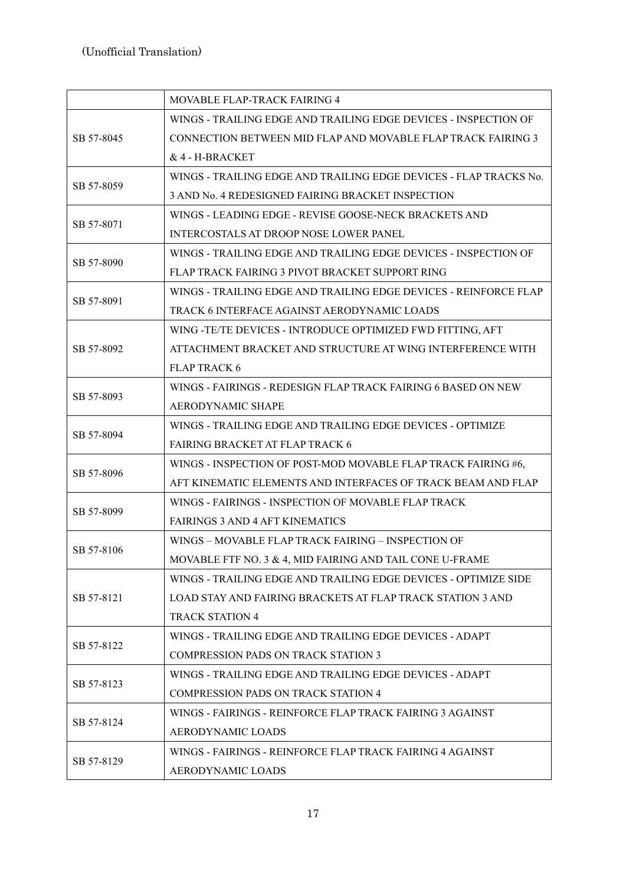(Unofficial Translation)

| | |
|---|---|
| | MOVABLE FLAP-TRACK FAIRING 4 |
| SB 57-8045 | WINGS - TRAILING EDGE AND TRAILING EDGE DEVICES - INSPECTION OF CONNECTION BETWEEN MID FLAP AND MOVABLE FLAP TRACK FAIRING 3 & 4 - H-BRACKET |
| SB 57-8059 | WINGS - TRAILING EDGE AND TRAILING EDGE DEVICES - FLAP TRACKS No. 3 AND No. 4 REDESIGNED FAIRING BRACKET INSPECTION |
| SB 57-8071 | WINGS - LEADING EDGE - REVISE GOOSE-NECK BRACKETS AND INTERCOSTALS AT DROOP NOSE LOWER PANEL |
| SB 57-8090 | WINGS - TRAILING EDGE AND TRAILING EDGE DEVICES - INSPECTION OF FLAP TRACK FAIRING 3 PIVOT BRACKET SUPPORT RING |
| SB 57-8091 | WINGS - TRAILING EDGE AND TRAILING EDGE DEVICES - REINFORCE FLAP TRACK 6 INTERFACE AGAINST AERODYNAMIC LOADS |
| SB 57-8092 | WING -TE/TE DEVICES - INTRODUCE OPTIMIZED FWD FITTING, AFT ATTACHMENT BRACKET AND STRUCTURE AT WING INTERFERENCE WITH FLAP TRACK 6 |
| SB 57-8093 | WINGS - FAIRINGS - REDESIGN FLAP TRACK FAIRING 6 BASED ON NEW AERODYNAMIC SHAPE |
| SB 57-8094 | WINGS - TRAILING EDGE AND TRAILING EDGE DEVICES - OPTIMIZE FAIRING BRACKET AT FLAP TRACK 6 |
| SB 57-8096 | WINGS - INSPECTION OF POST-MOD MOVABLE FLAP TRACK FAIRING #6, AFT KINEMATIC ELEMENTS AND INTERFACES OF TRACK BEAM AND FLAP |
| SB 57-8099 | WINGS - FAIRINGS - INSPECTION OF MOVABLE FLAP TRACK FAIRINGS 3 AND 4 AFT KINEMATICS |
| SB 57-8106 | WINGS – MOVABLE FLAP TRACK FAIRING – INSPECTION OF MOVABLE FTF NO. 3 & 4, MID FAIRING AND TAIL CONE U-FRAME |
| SB 57-8121 | WINGS - TRAILING EDGE AND TRAILING EDGE DEVICES - OPTIMIZE SIDE LOAD STAY AND FAIRING BRACKETS AT FLAP TRACK STATION 3 AND TRACK STATION 4 |
| SB 57-8122 | WINGS - TRAILING EDGE AND TRAILING EDGE DEVICES - ADAPT COMPRESSION PADS ON TRACK STATION 3 |
| SB 57-8123 | WINGS - TRAILING EDGE AND TRAILING EDGE DEVICES - ADAPT COMPRESSION PADS ON TRACK STATION 4 |
| SB 57-8124 | WINGS - FAIRINGS - REINFORCE FLAP TRACK FAIRING 3 AGAINST AERODYNAMIC LOADS |
| SB 57-8129 | WINGS - FAIRINGS - REINFORCE FLAP TRACK FAIRING 4 AGAINST AERODYNAMIC LOADS |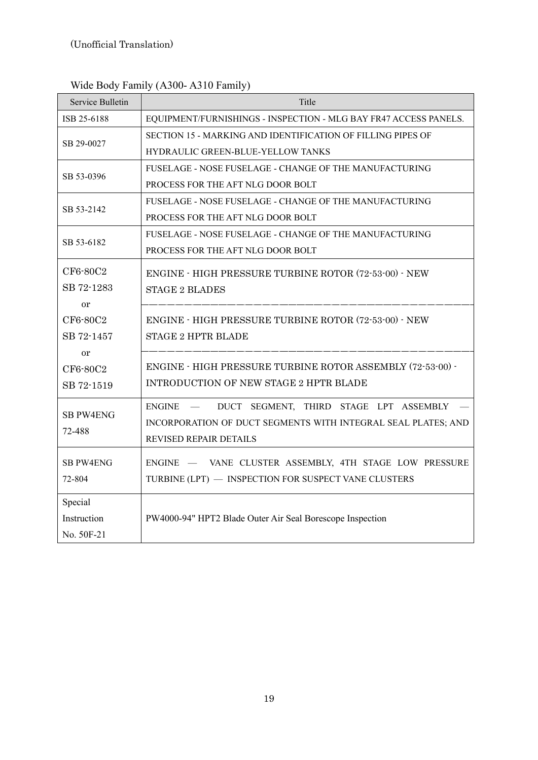(Unofficial Translation)

Wide Body Family (A300- A310 Family)

| Service Bulletin | Title |
|---|---|
| ISB 25-6188 | EQUIPMENT/FURNISHINGS - INSPECTION - MLG BAY FR47 ACCESS PANELS. |
| SB 29-0027 | SECTION 15 - MARKING AND IDENTIFICATION OF FILLING PIPES OF HYDRAULIC GREEN-BLUE-YELLOW TANKS |
| SB 53-0396 | FUSELAGE - NOSE FUSELAGE - CHANGE OF THE MANUFACTURING PROCESS FOR THE AFT NLG DOOR BOLT |
| SB 53-2142 | FUSELAGE - NOSE FUSELAGE - CHANGE OF THE MANUFACTURING PROCESS FOR THE AFT NLG DOOR BOLT |
| SB 53-6182 | FUSELAGE - NOSE FUSELAGE - CHANGE OF THE MANUFACTURING PROCESS FOR THE AFT NLG DOOR BOLT |
| CF6-80C2 SB 72-1283 | ENGINE - HIGH PRESSURE TURBINE ROTOR (72-53-00) - NEW STAGE 2 BLADES |
| or CF6-80C2 SB 72-1457 | ENGINE - HIGH PRESSURE TURBINE ROTOR (72-53-00) - NEW STAGE 2 HPTR BLADE |
| or CF6-80C2 SB 72-1519 | ENGINE - HIGH PRESSURE TURBINE ROTOR ASSEMBLY (72-53-00) - INTRODUCTION OF NEW STAGE 2 HPTR BLADE |
| SB PW4ENG 72-488 | ENGINE — DUCT SEGMENT, THIRD STAGE LPT ASSEMBLY — INCORPORATION OF DUCT SEGMENTS WITH INTEGRAL SEAL PLATES; AND REVISED REPAIR DETAILS |
| SB PW4ENG 72-804 | ENGINE — VANE CLUSTER ASSEMBLY, 4TH STAGE LOW PRESSURE TURBINE (LPT) — INSPECTION FOR SUSPECT VANE CLUSTERS |
| Special Instruction No. 50F-21 | PW4000-94" HPT2 Blade Outer Air Seal Borescope Inspection |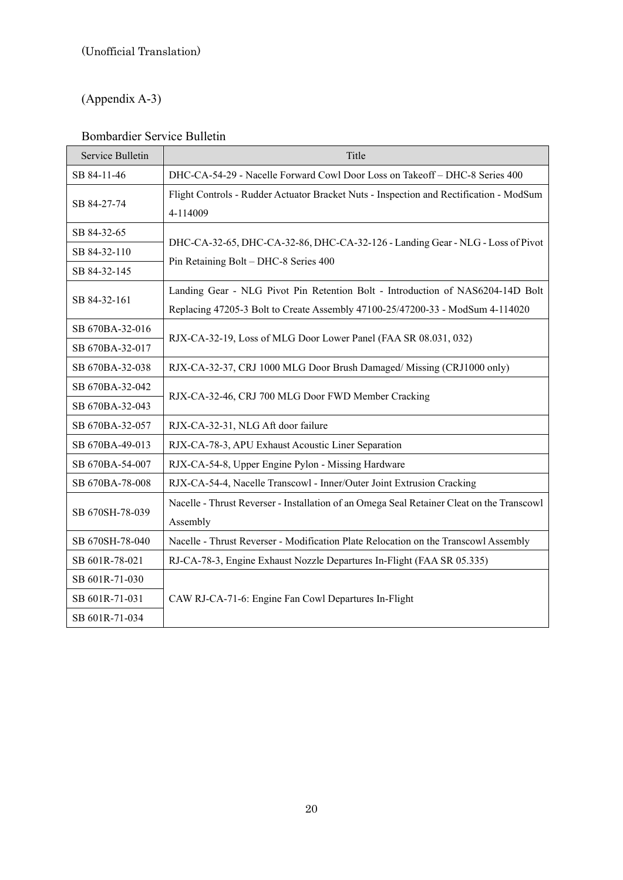(Unofficial Translation)

(Appendix A-3)

Bombardier Service Bulletin

| Service Bulletin | Title |
|---|---|
| SB 84-11-46 | DHC-CA-54-29 - Nacelle Forward Cowl Door Loss on Takeoff – DHC-8 Series 400 |
| SB 84-27-74 | Flight Controls - Rudder Actuator Bracket Nuts - Inspection and Rectification - ModSum 4-114009 |
| SB 84-32-65 | DHC-CA-32-65, DHC-CA-32-86, DHC-CA-32-126 - Landing Gear - NLG - Loss of Pivot Pin Retaining Bolt – DHC-8 Series 400 |
| SB 84-32-110 | |
| SB 84-32-145 | |
| SB 84-32-161 | Landing Gear - NLG Pivot Pin Retention Bolt - Introduction of NAS6204-14D Bolt Replacing 47205-3 Bolt to Create Assembly 47100-25/47200-33 - ModSum 4-114020 |
| SB 670BA-32-016 | RJX-CA-32-19, Loss of MLG Door Lower Panel (FAA SR 08.031, 032) |
| SB 670BA-32-017 | |
| SB 670BA-32-038 | RJX-CA-32-37, CRJ 1000 MLG Door Brush Damaged/ Missing (CRJ1000 only) |
| SB 670BA-32-042 | RJX-CA-32-46, CRJ 700 MLG Door FWD Member Cracking |
| SB 670BA-32-043 | |
| SB 670BA-32-057 | RJX-CA-32-31, NLG Aft door failure |
| SB 670BA-49-013 | RJX-CA-78-3, APU Exhaust Acoustic Liner Separation |
| SB 670BA-54-007 | RJX-CA-54-8, Upper Engine Pylon - Missing Hardware |
| SB 670BA-78-008 | RJX-CA-54-4, Nacelle Transcowl - Inner/Outer Joint Extrusion Cracking |
| SB 670SH-78-039 | Nacelle - Thrust Reverser - Installation of an Omega Seal Retainer Cleat on the Transcowl Assembly |
| SB 670SH-78-040 | Nacelle - Thrust Reverser - Modification Plate Relocation on the Transcowl Assembly |
| SB 601R-78-021 | RJ-CA-78-3, Engine Exhaust Nozzle Departures In-Flight (FAA SR 05.335) |
| SB 601R-71-030 | CAW RJ-CA-71-6: Engine Fan Cowl Departures In-Flight |
| SB 601R-71-031 | |
| SB 601R-71-034 | |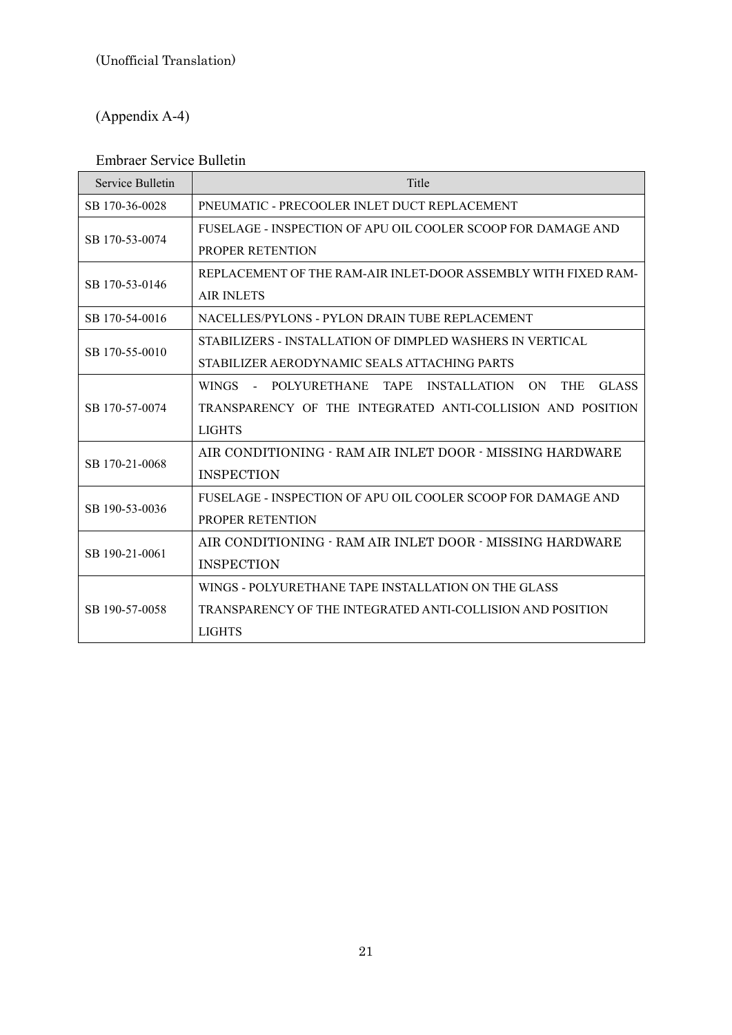(Unofficial Translation)

(Appendix A-4)

Embraer Service Bulletin

| Service Bulletin | Title |
|---|---|
| SB 170-36-0028 | PNEUMATIC - PRECOOLER INLET DUCT REPLACEMENT |
| SB 170-53-0074 | FUSELAGE - INSPECTION OF APU OIL COOLER SCOOP FOR DAMAGE AND PROPER RETENTION |
| SB 170-53-0146 | REPLACEMENT OF THE RAM-AIR INLET-DOOR ASSEMBLY WITH FIXED RAM-AIR INLETS |
| SB 170-54-0016 | NACELLES/PYLONS - PYLON DRAIN TUBE REPLACEMENT |
| SB 170-55-0010 | STABILIZERS - INSTALLATION OF DIMPLED WASHERS IN VERTICAL STABILIZER AERODYNAMIC SEALS ATTACHING PARTS |
| SB 170-57-0074 | WINGS - POLYURETHANE TAPE INSTALLATION ON THE GLASS TRANSPARENCY OF THE INTEGRATED ANTI-COLLISION AND POSITION LIGHTS |
| SB 170-21-0068 | AIR CONDITIONING - RAM AIR INLET DOOR - MISSING HARDWARE INSPECTION |
| SB 190-53-0036 | FUSELAGE - INSPECTION OF APU OIL COOLER SCOOP FOR DAMAGE AND PROPER RETENTION |
| SB 190-21-0061 | AIR CONDITIONING - RAM AIR INLET DOOR - MISSING HARDWARE INSPECTION |
| SB 190-57-0058 | WINGS - POLYURETHANE TAPE INSTALLATION ON THE GLASS TRANSPARENCY OF THE INTEGRATED ANTI-COLLISION AND POSITION LIGHTS |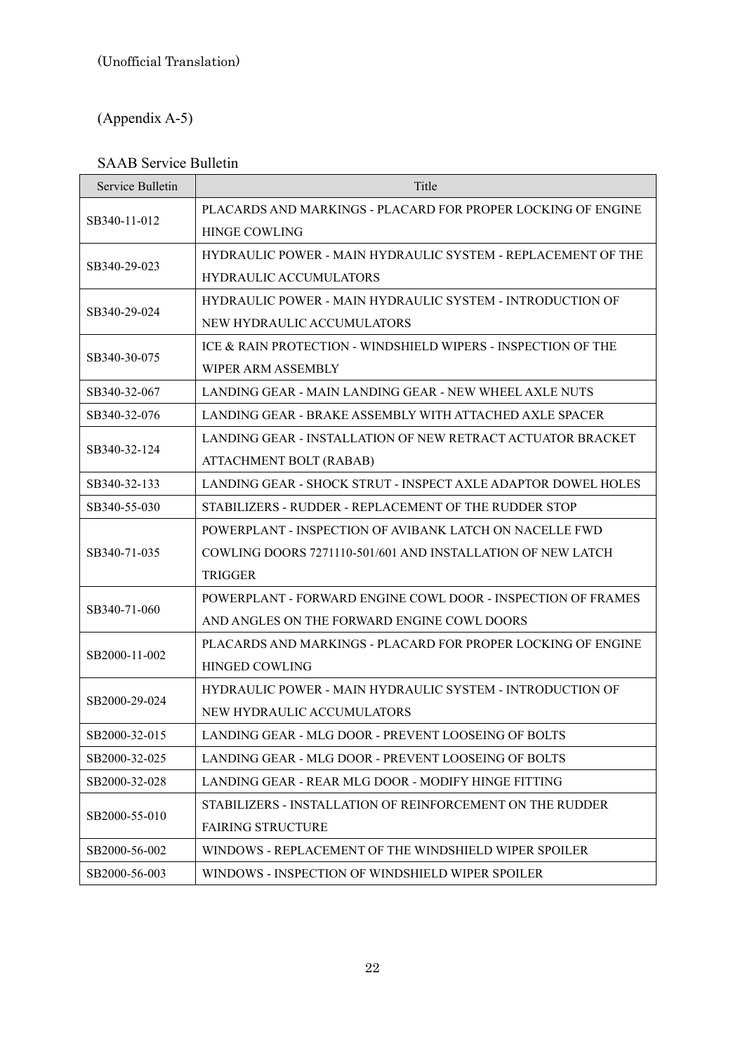(Unofficial Translation)

(Appendix A-5)

SAAB Service Bulletin

| Service Bulletin | Title |
| --- | --- |
| SB340-11-012 | PLACARDS AND MARKINGS - PLACARD FOR PROPER LOCKING OF ENGINE HINGE COWLING |
| SB340-29-023 | HYDRAULIC POWER - MAIN HYDRAULIC SYSTEM - REPLACEMENT OF THE HYDRAULIC ACCUMULATORS |
| SB340-29-024 | HYDRAULIC POWER - MAIN HYDRAULIC SYSTEM - INTRODUCTION OF NEW HYDRAULIC ACCUMULATORS |
| SB340-30-075 | ICE & RAIN PROTECTION - WINDSHIELD WIPERS - INSPECTION OF THE WIPER ARM ASSEMBLY |
| SB340-32-067 | LANDING GEAR - MAIN LANDING GEAR - NEW WHEEL AXLE NUTS |
| SB340-32-076 | LANDING GEAR - BRAKE ASSEMBLY WITH ATTACHED AXLE SPACER |
| SB340-32-124 | LANDING GEAR - INSTALLATION OF NEW RETRACT ACTUATOR BRACKET ATTACHMENT BOLT (RABAB) |
| SB340-32-133 | LANDING GEAR - SHOCK STRUT - INSPECT AXLE ADAPTOR DOWEL HOLES |
| SB340-55-030 | STABILIZERS - RUDDER - REPLACEMENT OF THE RUDDER STOP |
| SB340-71-035 | POWERPLANT - INSPECTION OF AVIBANK LATCH ON NACELLE FWD COWLING DOORS 7271110-501/601 AND INSTALLATION OF NEW LATCH TRIGGER |
| SB340-71-060 | POWERPLANT - FORWARD ENGINE COWL DOOR - INSPECTION OF FRAMES AND ANGLES ON THE FORWARD ENGINE COWL DOORS |
| SB2000-11-002 | PLACARDS AND MARKINGS - PLACARD FOR PROPER LOCKING OF ENGINE HINGED COWLING |
| SB2000-29-024 | HYDRAULIC POWER - MAIN HYDRAULIC SYSTEM - INTRODUCTION OF NEW HYDRAULIC ACCUMULATORS |
| SB2000-32-015 | LANDING GEAR - MLG DOOR - PREVENT LOOSEING OF BOLTS |
| SB2000-32-025 | LANDING GEAR - MLG DOOR - PREVENT LOOSEING OF BOLTS |
| SB2000-32-028 | LANDING GEAR - REAR MLG DOOR - MODIFY HINGE FITTING |
| SB2000-55-010 | STABILIZERS - INSTALLATION OF REINFORCEMENT ON THE RUDDER FAIRING STRUCTURE |
| SB2000-56-002 | WINDOWS - REPLACEMENT OF THE WINDSHIELD WIPER SPOILER |
| SB2000-56-003 | WINDOWS - INSPECTION OF WINDSHIELD WIPER SPOILER |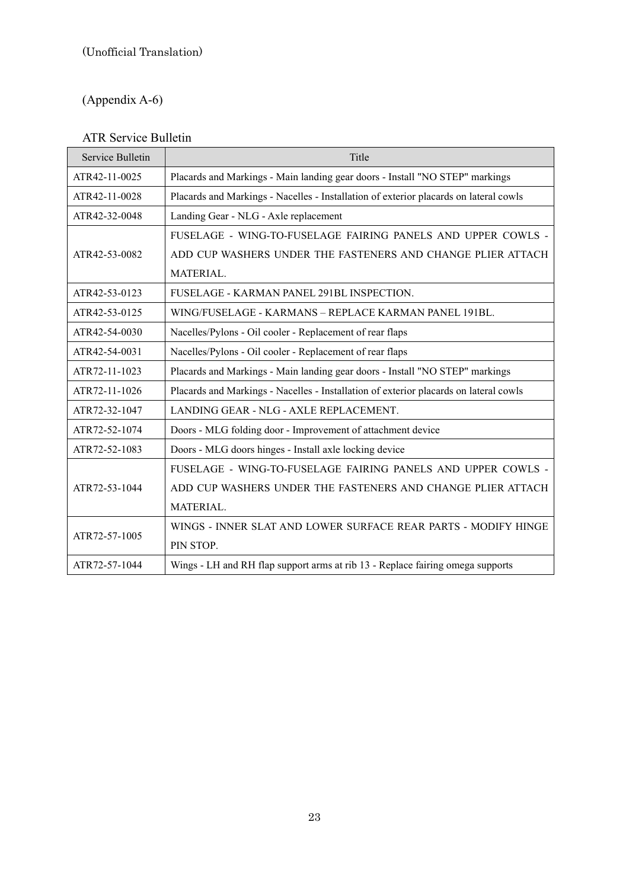(Unofficial Translation)

(Appendix A-6)

ATR Service Bulletin

| Service Bulletin | Title |
| --- | --- |
| ATR42-11-0025 | Placards and Markings - Main landing gear doors - Install "NO STEP" markings |
| ATR42-11-0028 | Placards and Markings - Nacelles - Installation of exterior placards on lateral cowls |
| ATR42-32-0048 | Landing Gear - NLG - Axle replacement |
| ATR42-53-0082 | FUSELAGE - WING-TO-FUSELAGE FAIRING PANELS AND UPPER COWLS - ADD CUP WASHERS UNDER THE FASTENERS AND CHANGE PLIER ATTACH MATERIAL. |
| ATR42-53-0123 | FUSELAGE - KARMAN PANEL 291BL INSPECTION. |
| ATR42-53-0125 | WING/FUSELAGE - KARMANS – REPLACE KARMAN PANEL 191BL. |
| ATR42-54-0030 | Nacelles/Pylons - Oil cooler - Replacement of rear flaps |
| ATR42-54-0031 | Nacelles/Pylons - Oil cooler - Replacement of rear flaps |
| ATR72-11-1023 | Placards and Markings - Main landing gear doors - Install "NO STEP" markings |
| ATR72-11-1026 | Placards and Markings - Nacelles - Installation of exterior placards on lateral cowls |
| ATR72-32-1047 | LANDING GEAR - NLG - AXLE REPLACEMENT. |
| ATR72-52-1074 | Doors - MLG folding door - Improvement of attachment device |
| ATR72-52-1083 | Doors - MLG doors hinges - Install axle locking device |
| ATR72-53-1044 | FUSELAGE - WING-TO-FUSELAGE FAIRING PANELS AND UPPER COWLS - ADD CUP WASHERS UNDER THE FASTENERS AND CHANGE PLIER ATTACH MATERIAL. |
| ATR72-57-1005 | WINGS - INNER SLAT AND LOWER SURFACE REAR PARTS - MODIFY HINGE PIN STOP. |
| ATR72-57-1044 | Wings - LH and RH flap support arms at rib 13 - Replace fairing omega supports |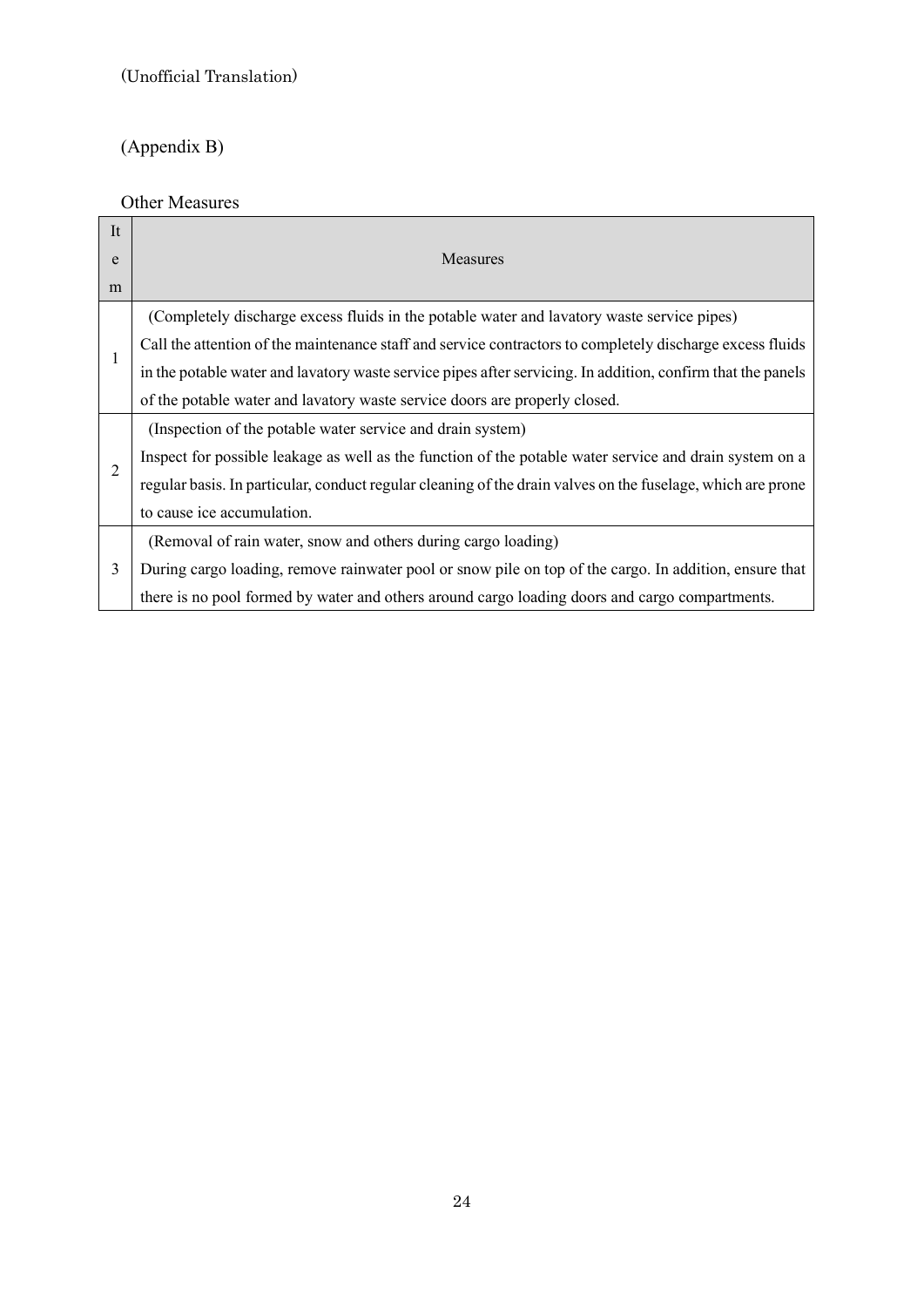(Unofficial Translation)

(Appendix B)

Other Measures

| Item | Measures |
| --- | --- |
| 1 | (Completely discharge excess fluids in the potable water and lavatory waste service pipes)<br>Call the attention of the maintenance staff and service contractors to completely discharge excess fluids in the potable water and lavatory waste service pipes after servicing. In addition, confirm that the panels of the potable water and lavatory waste service doors are properly closed. |
| 2 | (Inspection of the potable water service and drain system)<br>Inspect for possible leakage as well as the function of the potable water service and drain system on a regular basis. In particular, conduct regular cleaning of the drain valves on the fuselage, which are prone to cause ice accumulation. |
| 3 | (Removal of rain water, snow and others during cargo loading)<br>During cargo loading, remove rainwater pool or snow pile on top of the cargo. In addition, ensure that there is no pool formed by water and others around cargo loading doors and cargo compartments. |